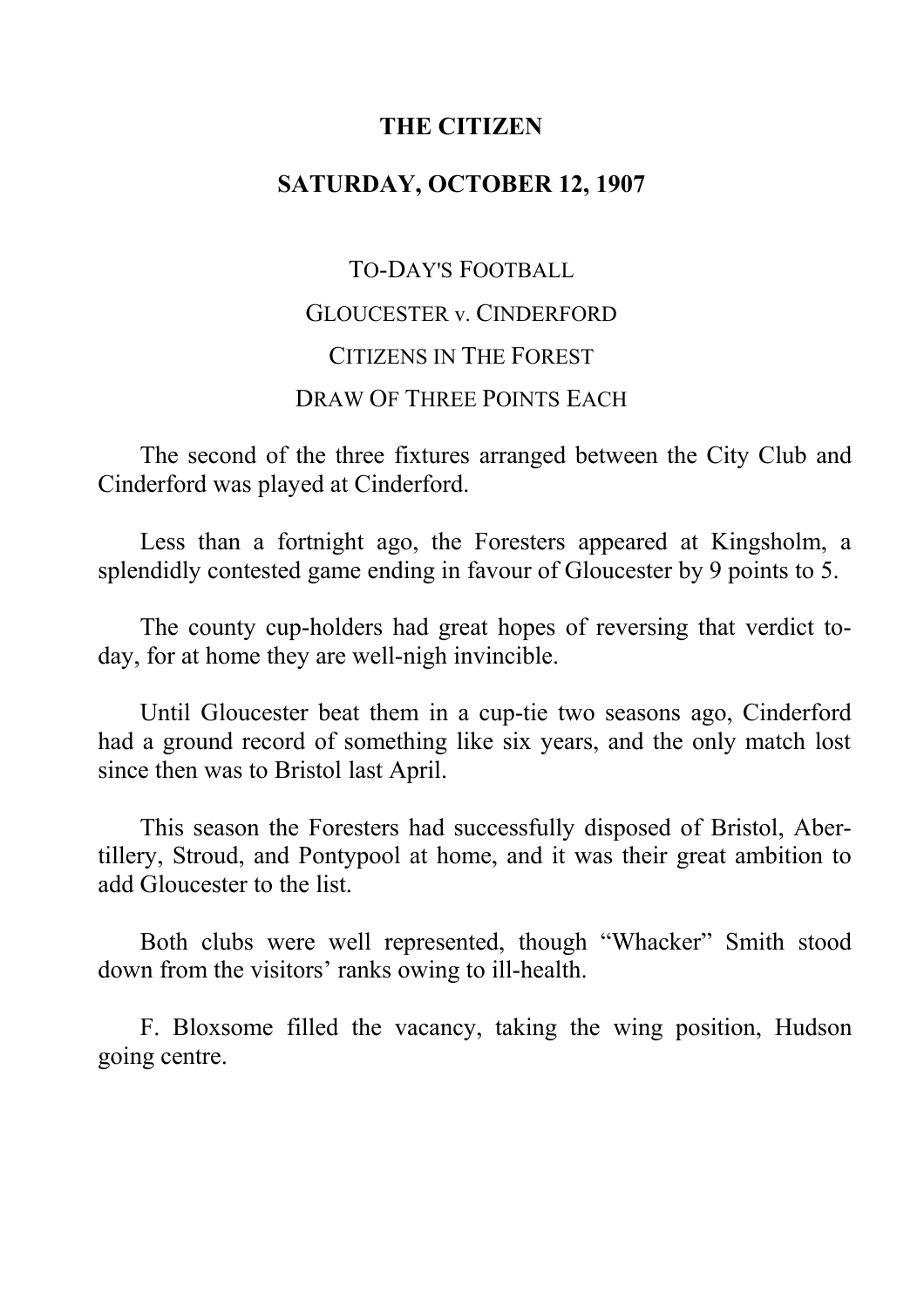# THE CITIZEN

## SATURDAY, OCTOBER 12, 1907

### TO-DAY'S FOOTBALL

### GLOUCESTER v. CINDERFORD

### CITIZENS IN THE FOREST

### DRAW OF THREE POINTS EACH

The second of the three fixtures arranged between the City Club and Cinderford was played at Cinderford.

Less than a fortnight ago, the Foresters appeared at Kingsholm, a splendidly contested game ending in favour of Gloucester by 9 points to 5.

The county cup-holders had great hopes of reversing that verdict to-day, for at home they are well-nigh invincible.

Until Gloucester beat them in a cup-tie two seasons ago, Cinderford had a ground record of something like six years, and the only match lost since then was to Bristol last April.

This season the Foresters had successfully disposed of Bristol, Abertillery, Stroud, and Pontypool at home, and it was their great ambition to add Gloucester to the list.

Both clubs were well represented, though "Whacker" Smith stood down from the visitors' ranks owing to ill-health.

F. Bloxsome filled the vacancy, taking the wing position, Hudson going centre.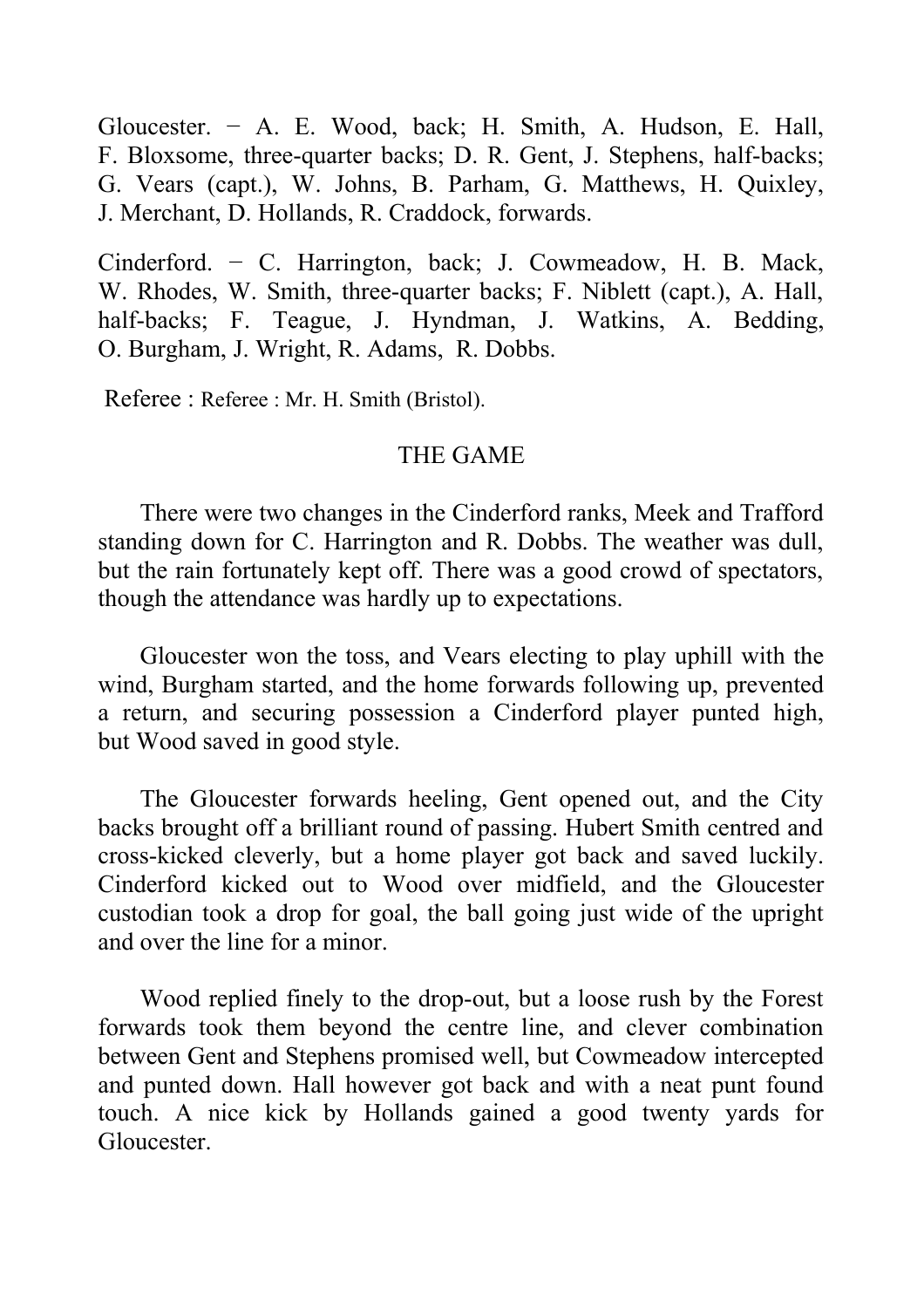Gloucester. − A. E. Wood, back; H. Smith, A. Hudson, E. Hall, F. Bloxsome, three-quarter backs; D. R. Gent, J. Stephens, half-backs; G. Vears (capt.), W. Johns, B. Parham, G. Matthews, H. Quixley, J. Merchant, D. Hollands, R. Craddock, forwards.

Cinderford. − C. Harrington, back; J. Cowmeadow, H. B. Mack, W. Rhodes, W. Smith, three-quarter backs; F. Niblett (capt.), A. Hall, half-backs; F. Teague, J. Hyndman, J. Watkins, A. Bedding, O. Burgham, J. Wright, R. Adams, R. Dobbs.

Referee : Referee : Mr. H. Smith (Bristol).

THE GAME

There were two changes in the Cinderford ranks, Meek and Trafford standing down for C. Harrington and R. Dobbs. The weather was dull, but the rain fortunately kept off. There was a good crowd of spectators, though the attendance was hardly up to expectations.

Gloucester won the toss, and Vears electing to play uphill with the wind, Burgham started, and the home forwards following up, prevented a return, and securing possession a Cinderford player punted high, but Wood saved in good style.

The Gloucester forwards heeling, Gent opened out, and the City backs brought off a brilliant round of passing. Hubert Smith centred and cross-kicked cleverly, but a home player got back and saved luckily. Cinderford kicked out to Wood over midfield, and the Gloucester custodian took a drop for goal, the ball going just wide of the upright and over the line for a minor.

Wood replied finely to the drop-out, but a loose rush by the Forest forwards took them beyond the centre line, and clever combination between Gent and Stephens promised well, but Cowmeadow intercepted and punted down. Hall however got back and with a neat punt found touch. A nice kick by Hollands gained a good twenty yards for Gloucester.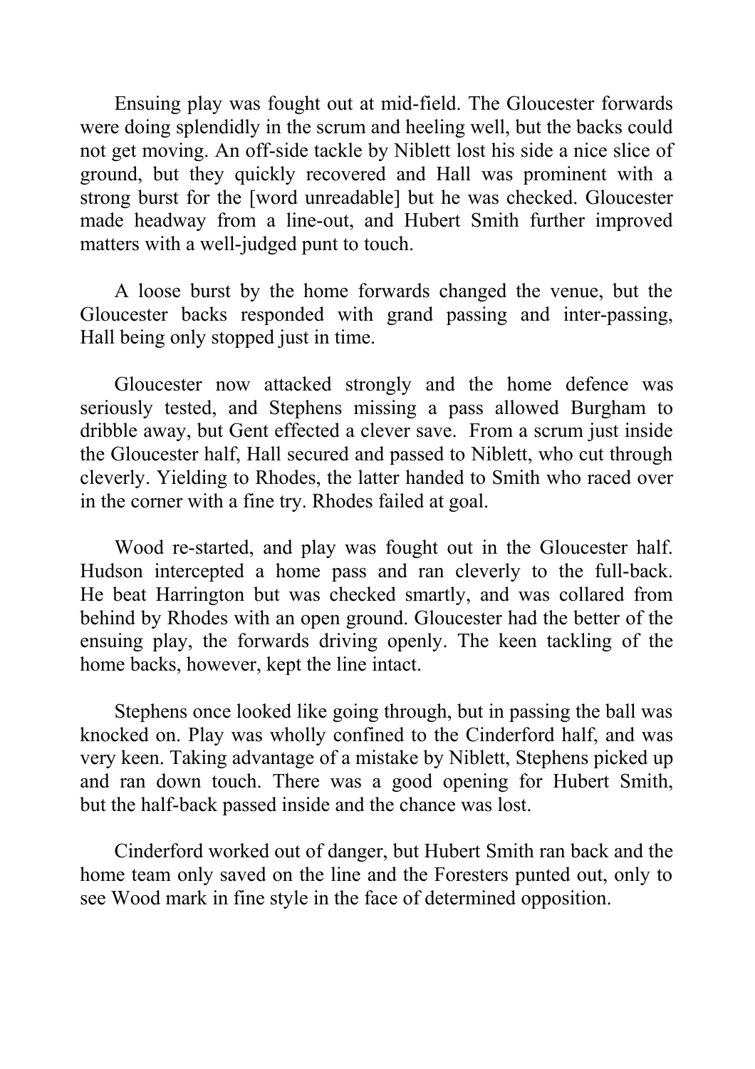Ensuing play was fought out at mid-field. The Gloucester forwards were doing splendidly in the scrum and heeling well, but the backs could not get moving. An off-side tackle by Niblett lost his side a nice slice of ground, but they quickly recovered and Hall was prominent with a strong burst for the [word unreadable] but he was checked. Gloucester made headway from a line-out, and Hubert Smith further improved matters with a well-judged punt to touch.

A loose burst by the home forwards changed the venue, but the Gloucester backs responded with grand passing and inter-passing, Hall being only stopped just in time.

Gloucester now attacked strongly and the home defence was seriously tested, and Stephens missing a pass allowed Burgham to dribble away, but Gent effected a clever save. From a scrum just inside the Gloucester half, Hall secured and passed to Niblett, who cut through cleverly. Yielding to Rhodes, the latter handed to Smith who raced over in the corner with a fine try. Rhodes failed at goal.

Wood re-started, and play was fought out in the Gloucester half. Hudson intercepted a home pass and ran cleverly to the full-back. He beat Harrington but was checked smartly, and was collared from behind by Rhodes with an open ground. Gloucester had the better of the ensuing play, the forwards driving openly. The keen tackling of the home backs, however, kept the line intact.

Stephens once looked like going through, but in passing the ball was knocked on. Play was wholly confined to the Cinderford half, and was very keen. Taking advantage of a mistake by Niblett, Stephens picked up and ran down touch. There was a good opening for Hubert Smith, but the half-back passed inside and the chance was lost.

Cinderford worked out of danger, but Hubert Smith ran back and the home team only saved on the line and the Foresters punted out, only to see Wood mark in fine style in the face of determined opposition.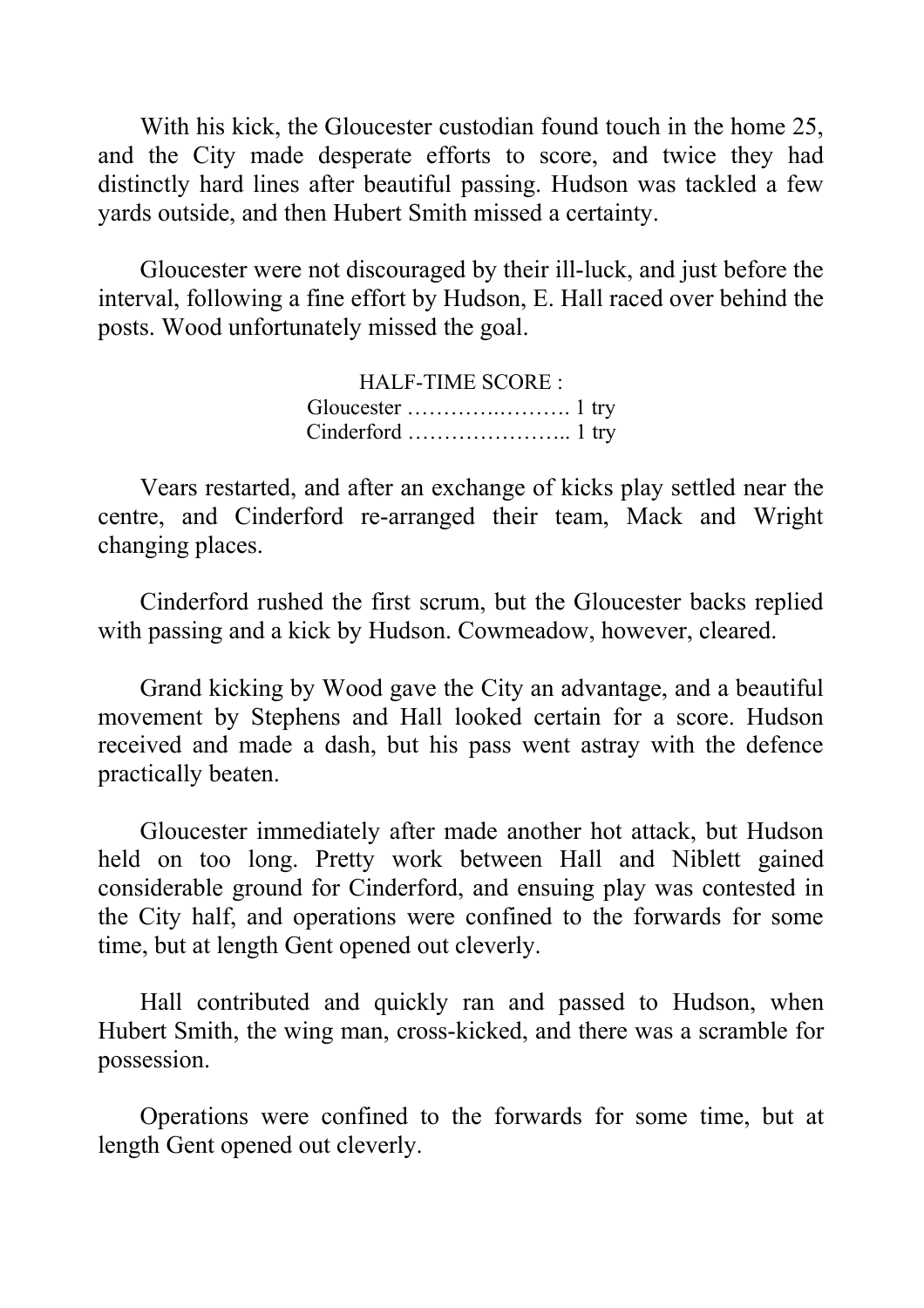With his kick, the Gloucester custodian found touch in the home 25, and the City made desperate efforts to score, and twice they had distinctly hard lines after beautiful passing. Hudson was tackled a few yards outside, and then Hubert Smith missed a certainty.

Gloucester were not discouraged by their ill-luck, and just before the interval, following a fine effort by Hudson, E. Hall raced over behind the posts. Wood unfortunately missed the goal.

HALF-TIME SCORE :
Gloucester ……….………. 1 try
Cinderford ………………….. 1 try

Vears restarted, and after an exchange of kicks play settled near the centre, and Cinderford re-arranged their team, Mack and Wright changing places.

Cinderford rushed the first scrum, but the Gloucester backs replied with passing and a kick by Hudson. Cowmeadow, however, cleared.

Grand kicking by Wood gave the City an advantage, and a beautiful movement by Stephens and Hall looked certain for a score. Hudson received and made a dash, but his pass went astray with the defence practically beaten.

Gloucester immediately after made another hot attack, but Hudson held on too long. Pretty work between Hall and Niblett gained considerable ground for Cinderford, and ensuing play was contested in the City half, and operations were confined to the forwards for some time, but at length Gent opened out cleverly.

Hall contributed and quickly ran and passed to Hudson, when Hubert Smith, the wing man, cross-kicked, and there was a scramble for possession.

Operations were confined to the forwards for some time, but at length Gent opened out cleverly.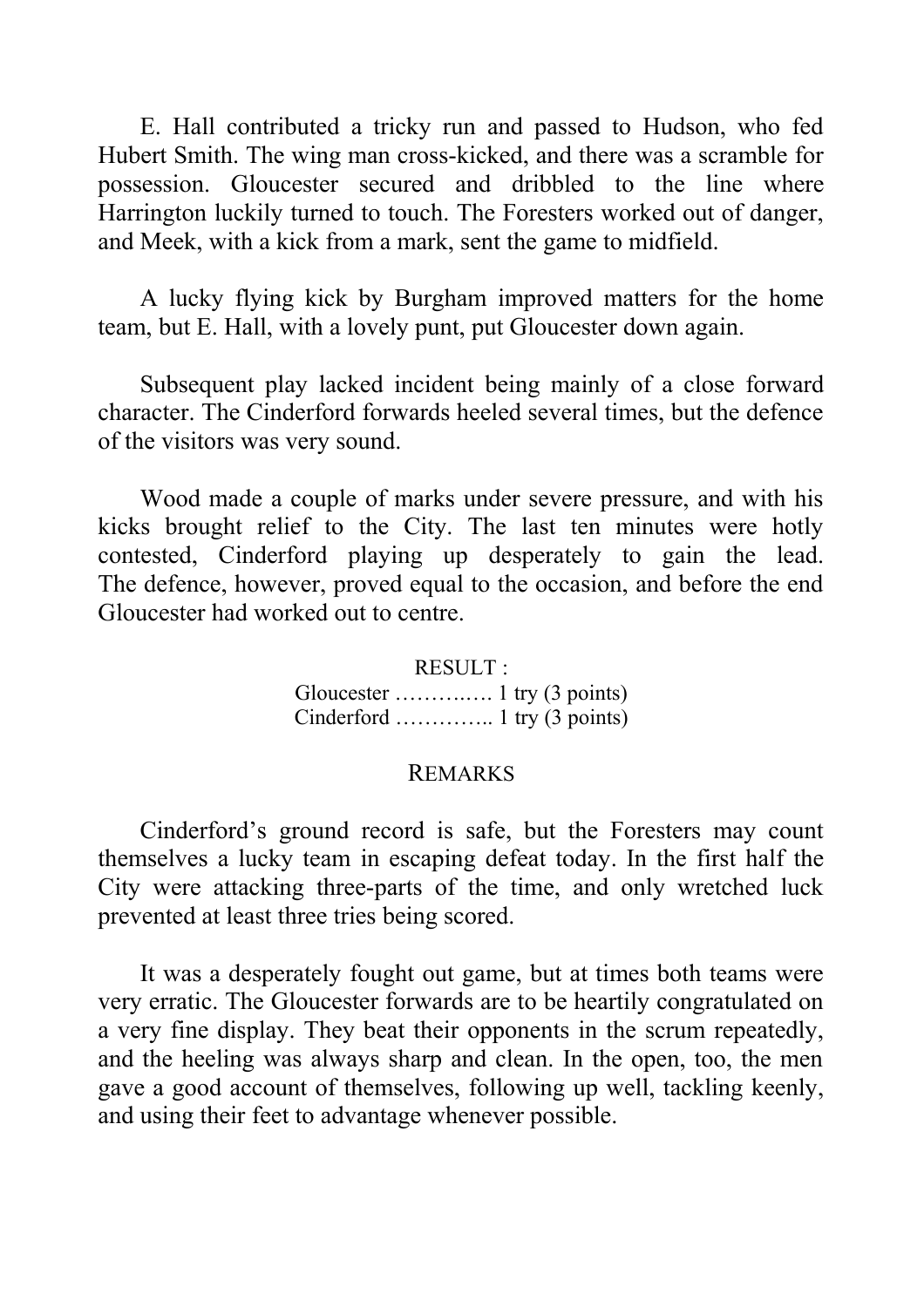E. Hall contributed a tricky run and passed to Hudson, who fed Hubert Smith. The wing man cross-kicked, and there was a scramble for possession. Gloucester secured and dribbled to the line where Harrington luckily turned to touch. The Foresters worked out of danger, and Meek, with a kick from a mark, sent the game to midfield.

A lucky flying kick by Burgham improved matters for the home team, but E. Hall, with a lovely punt, put Gloucester down again.

Subsequent play lacked incident being mainly of a close forward character. The Cinderford forwards heeled several times, but the defence of the visitors was very sound.

Wood made a couple of marks under severe pressure, and with his kicks brought relief to the City. The last ten minutes were hotly contested, Cinderford playing up desperately to gain the lead. The defence, however, proved equal to the occasion, and before the end Gloucester had worked out to centre.

RESULT :
Gloucester ………..…. 1 try (3 points)
Cinderford ………….. 1 try (3 points)

REMARKS

Cinderford's ground record is safe, but the Foresters may count themselves a lucky team in escaping defeat today. In the first half the City were attacking three-parts of the time, and only wretched luck prevented at least three tries being scored.

It was a desperately fought out game, but at times both teams were very erratic. The Gloucester forwards are to be heartily congratulated on a very fine display. They beat their opponents in the scrum repeatedly, and the heeling was always sharp and clean. In the open, too, the men gave a good account of themselves, following up well, tackling keenly, and using their feet to advantage whenever possible.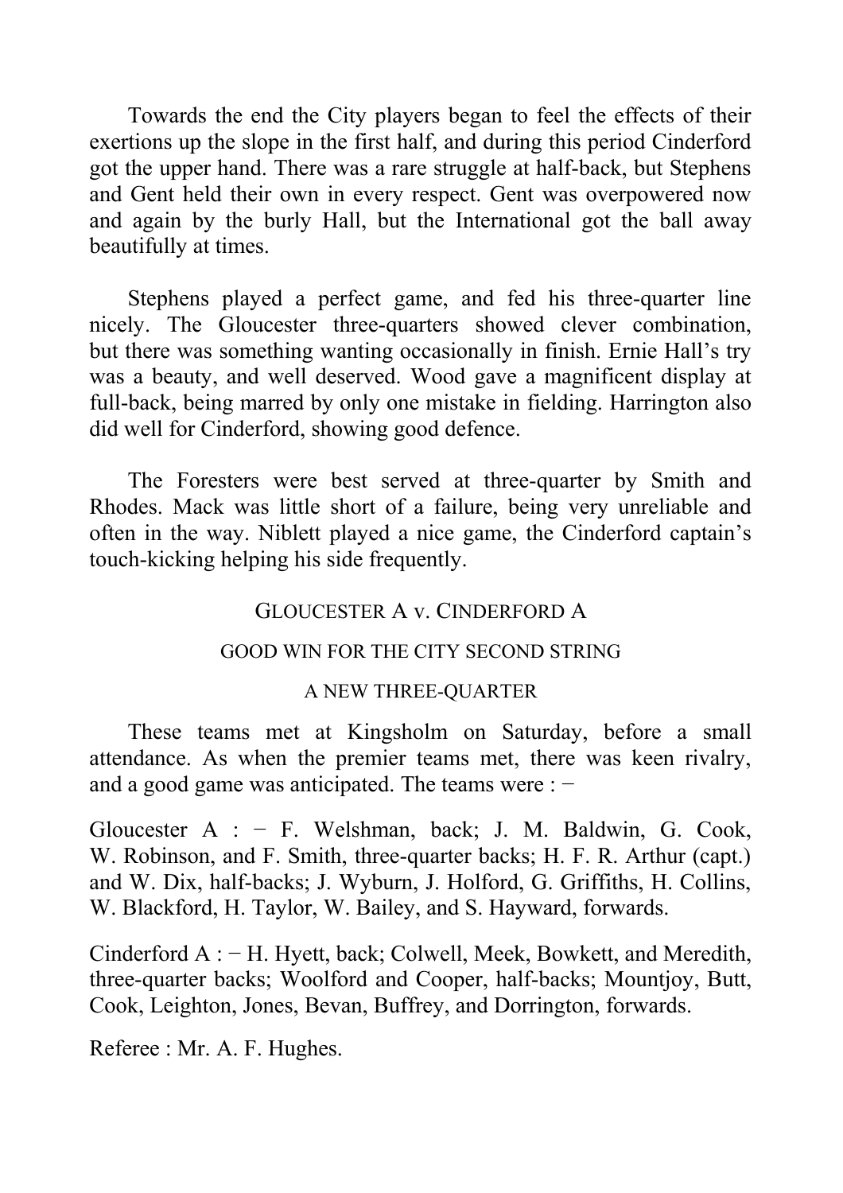Towards the end the City players began to feel the effects of their exertions up the slope in the first half, and during this period Cinderford got the upper hand. There was a rare struggle at half-back, but Stephens and Gent held their own in every respect. Gent was overpowered now and again by the burly Hall, but the International got the ball away beautifully at times.

Stephens played a perfect game, and fed his three-quarter line nicely. The Gloucester three-quarters showed clever combination, but there was something wanting occasionally in finish. Ernie Hall's try was a beauty, and well deserved. Wood gave a magnificent display at full-back, being marred by only one mistake in fielding. Harrington also did well for Cinderford, showing good defence.

The Foresters were best served at three-quarter by Smith and Rhodes. Mack was little short of a failure, being very unreliable and often in the way. Niblett played a nice game, the Cinderford captain's touch-kicking helping his side frequently.

## GLOUCESTER A v. CINDERFORD A

### GOOD WIN FOR THE CITY SECOND STRING

### A NEW THREE-QUARTER

These teams met at Kingsholm on Saturday, before a small attendance. As when the premier teams met, there was keen rivalry, and a good game was anticipated. The teams were : −

Gloucester A : − F. Welshman, back; J. M. Baldwin, G. Cook, W. Robinson, and F. Smith, three-quarter backs; H. F. R. Arthur (capt.) and W. Dix, half-backs; J. Wyburn, J. Holford, G. Griffiths, H. Collins, W. Blackford, H. Taylor, W. Bailey, and S. Hayward, forwards.

Cinderford A : − H. Hyett, back; Colwell, Meek, Bowkett, and Meredith, three-quarter backs; Woolford and Cooper, half-backs; Mountjoy, Butt, Cook, Leighton, Jones, Bevan, Buffrey, and Dorrington, forwards.

Referee : Mr. A. F. Hughes.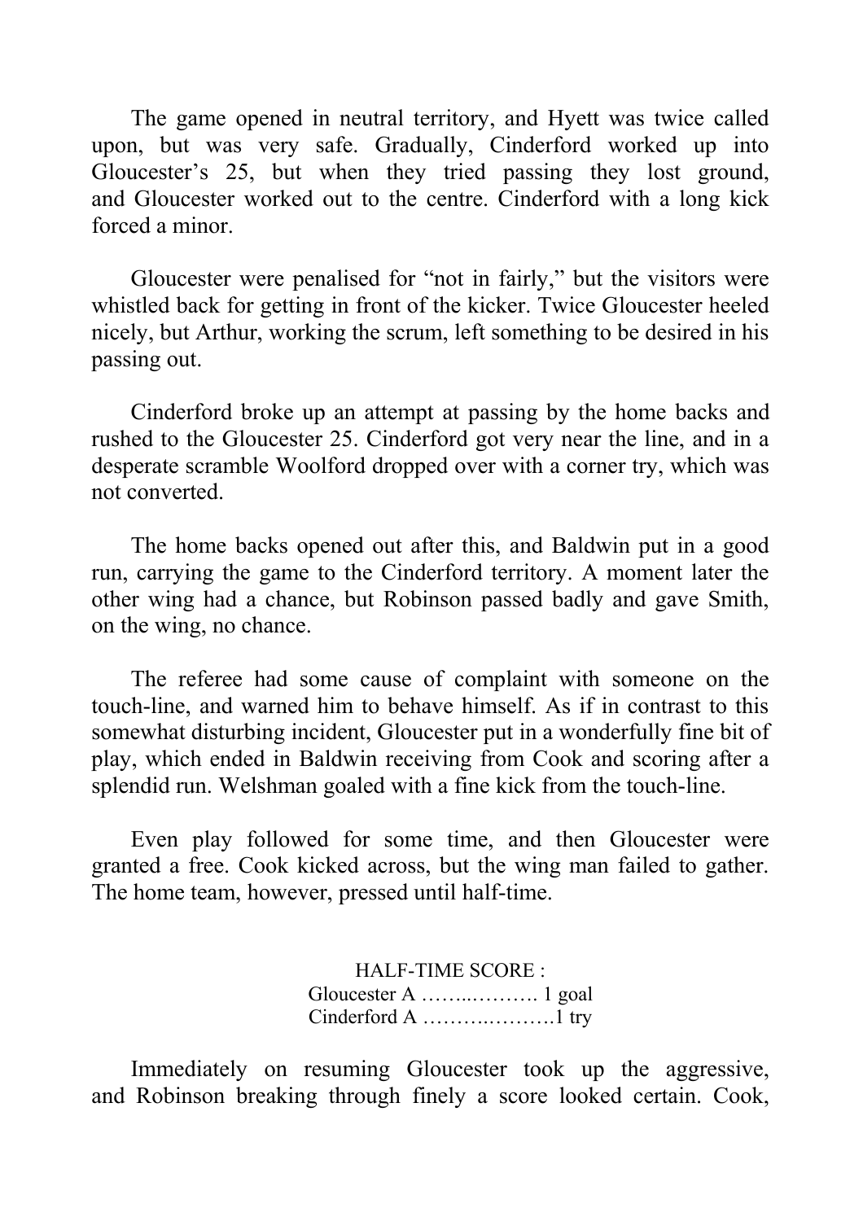The game opened in neutral territory, and Hyett was twice called upon, but was very safe. Gradually, Cinderford worked up into Gloucester's 25, but when they tried passing they lost ground, and Gloucester worked out to the centre. Cinderford with a long kick forced a minor.

Gloucester were penalised for "not in fairly," but the visitors were whistled back for getting in front of the kicker. Twice Gloucester heeled nicely, but Arthur, working the scrum, left something to be desired in his passing out.

Cinderford broke up an attempt at passing by the home backs and rushed to the Gloucester 25. Cinderford got very near the line, and in a desperate scramble Woolford dropped over with a corner try, which was not converted.

The home backs opened out after this, and Baldwin put in a good run, carrying the game to the Cinderford territory. A moment later the other wing had a chance, but Robinson passed badly and gave Smith, on the wing, no chance.

The referee had some cause of complaint with someone on the touch-line, and warned him to behave himself. As if in contrast to this somewhat disturbing incident, Gloucester put in a wonderfully fine bit of play, which ended in Baldwin receiving from Cook and scoring after a splendid run. Welshman goaled with a fine kick from the touch-line.

Even play followed for some time, and then Gloucester were granted a free. Cook kicked across, but the wing man failed to gather. The home team, however, pressed until half-time.

HALF-TIME SCORE :
Gloucester A …….………. 1 goal
Cinderford A …….……….1 try

Immediately on resuming Gloucester took up the aggressive, and Robinson breaking through finely a score looked certain. Cook,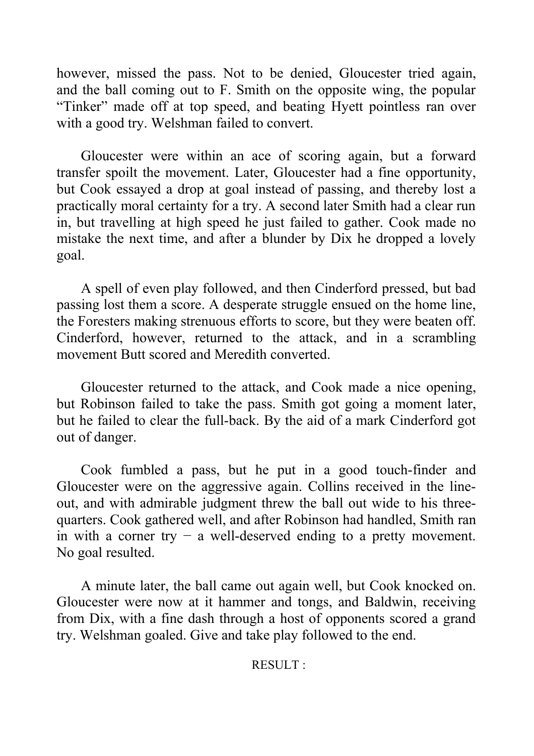however, missed the pass. Not to be denied, Gloucester tried again, and the ball coming out to F. Smith on the opposite wing, the popular "Tinker" made off at top speed, and beating Hyett pointless ran over with a good try. Welshman failed to convert.

Gloucester were within an ace of scoring again, but a forward transfer spoilt the movement. Later, Gloucester had a fine opportunity, but Cook essayed a drop at goal instead of passing, and thereby lost a practically moral certainty for a try. A second later Smith had a clear run in, but travelling at high speed he just failed to gather. Cook made no mistake the next time, and after a blunder by Dix he dropped a lovely goal.

A spell of even play followed, and then Cinderford pressed, but bad passing lost them a score. A desperate struggle ensued on the home line, the Foresters making strenuous efforts to score, but they were beaten off. Cinderford, however, returned to the attack, and in a scrambling movement Butt scored and Meredith converted.

Gloucester returned to the attack, and Cook made a nice opening, but Robinson failed to take the pass. Smith got going a moment later, but he failed to clear the full-back. By the aid of a mark Cinderford got out of danger.

Cook fumbled a pass, but he put in a good touch-finder and Gloucester were on the aggressive again. Collins received in the line-out, and with admirable judgment threw the ball out wide to his three-quarters. Cook gathered well, and after Robinson had handled, Smith ran in with a corner try − a well-deserved ending to a pretty movement. No goal resulted.

A minute later, the ball came out again well, but Cook knocked on. Gloucester were now at it hammer and tongs, and Baldwin, receiving from Dix, with a fine dash through a host of opponents scored a grand try. Welshman goaled. Give and take play followed to the end.

RESULT :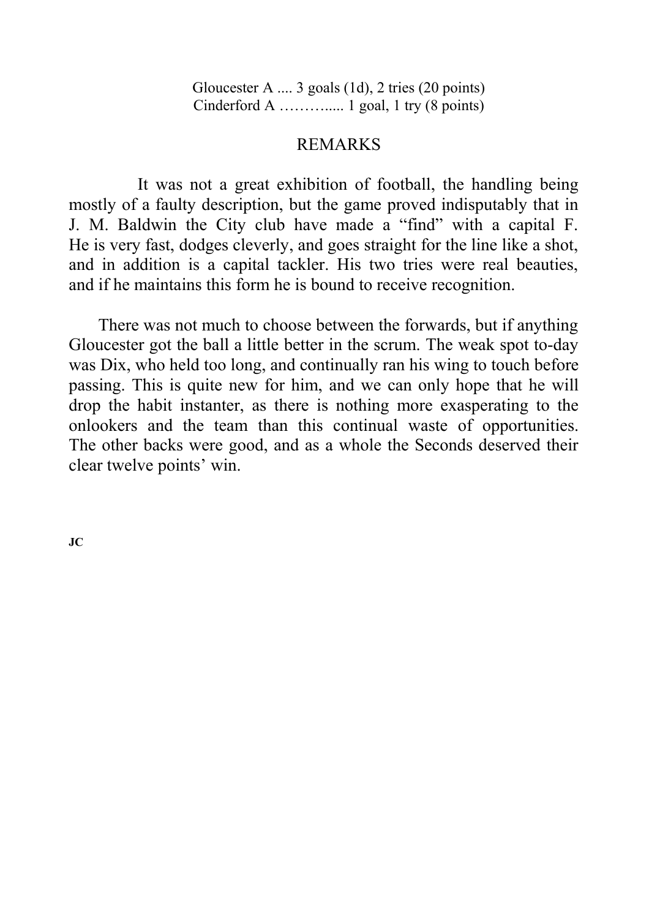Gloucester A .... 3 goals (1d), 2 tries (20 points)
Cinderford A ………..... 1 goal, 1 try (8 points)

REMARKS

It was not a great exhibition of football, the handling being mostly of a faulty description, but the game proved indisputably that in J. M. Baldwin the City club have made a "find" with a capital F. He is very fast, dodges cleverly, and goes straight for the line like a shot, and in addition is a capital tackler. His two tries were real beauties, and if he maintains this form he is bound to receive recognition.

There was not much to choose between the forwards, but if anything Gloucester got the ball a little better in the scrum. The weak spot to-day was Dix, who held too long, and continually ran his wing to touch before passing. This is quite new for him, and we can only hope that he will drop the habit instanter, as there is nothing more exasperating to the onlookers and the team than this continual waste of opportunities. The other backs were good, and as a whole the Seconds deserved their clear twelve points' win.

**JC**